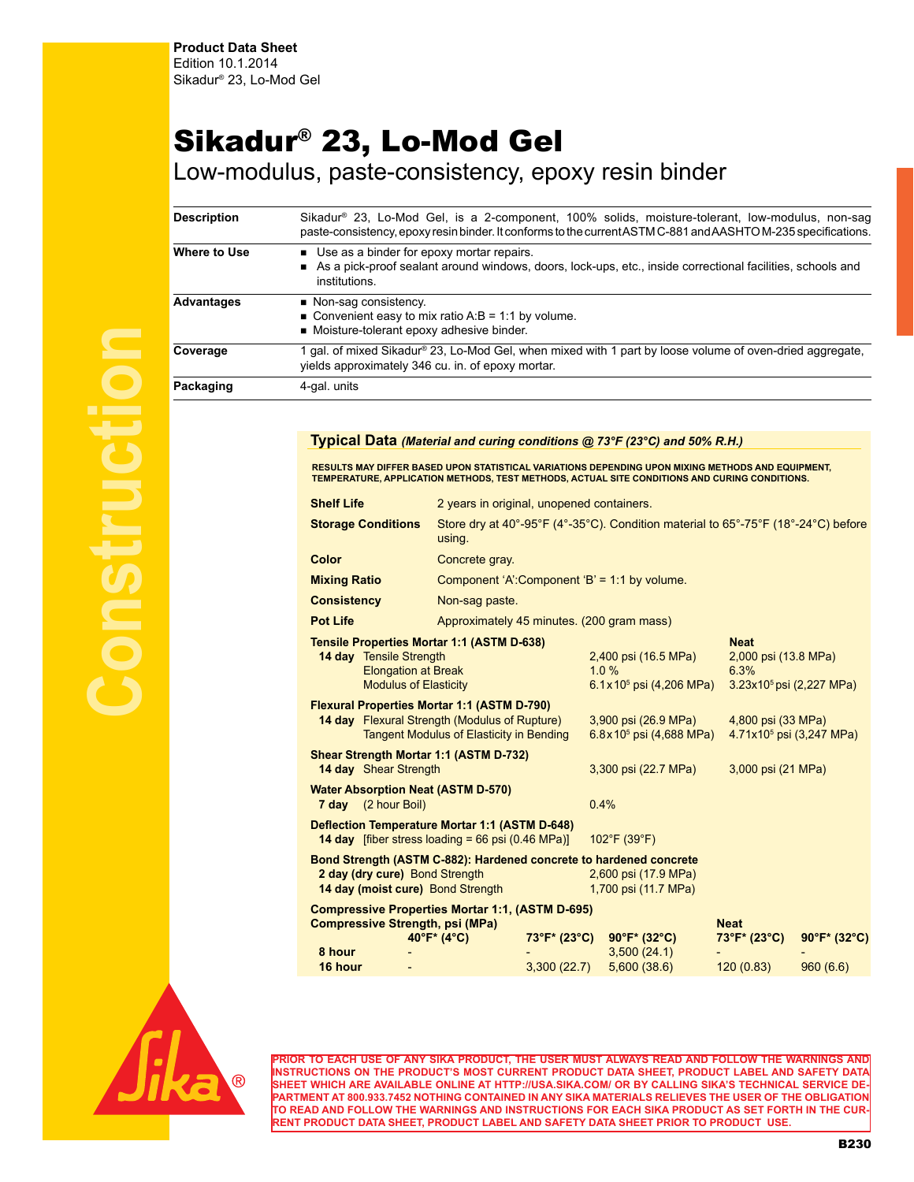**Product Data Sheet**
Edition 10.1.2014
Sikadur® 23, Lo-Mod Gel

# Sikadur® 23, Lo-Mod Gel

## Low-modulus, paste-consistency, epoxy resin binder

| | |
|---|---|
| **Description** | Sikadur® 23, Lo-Mod Gel, is a 2-component, 100% solids, moisture-tolerant, low-modulus, non-sag paste-consistency, epoxy resin binder. It conforms to the current ASTM C-881 and AASHTO M-235 specifications. |
| **Where to Use** | ■ Use as a binder for epoxy mortar repairs.<br>■ As a pick-proof sealant around windows, doors, lock-ups, etc., inside correctional facilities, schools and institutions. |
| **Advantages** | ■ Non-sag consistency.<br>■ Convenient easy to mix ratio A:B = 1:1 by volume.<br>■ Moisture-tolerant epoxy adhesive binder. |
| **Coverage** | 1 gal. of mixed Sikadur® 23, Lo-Mod Gel, when mixed with 1 part by loose volume of oven-dried aggregate, yields approximately 346 cu. in. of epoxy mortar. |
| **Packaging** | 4-gal. units |

### Typical Data *(Material and curing conditions @ 73°F (23°C) and 50% R.H.)*

**RESULTS MAY DIFFER BASED UPON STATISTICAL VARIATIONS DEPENDING UPON MIXING METHODS AND EQUIPMENT, TEMPERATURE, APPLICATION METHODS, TEST METHODS, ACTUAL SITE CONDITIONS AND CURING CONDITIONS.**

| | |
|---|---|
| **Shelf Life** | 2 years in original, unopened containers. |
| **Storage Conditions** | Store dry at 40°-95°F (4°-35°C). Condition material to 65°-75°F (18°-24°C) before using. |
| **Color** | Concrete gray. |
| **Mixing Ratio** | Component 'A':Component 'B' = 1:1 by volume. |
| **Consistency** | Non-sag paste. |
| **Pot Life** | Approximately 45 minutes. (200 gram mass) |

| | | Mortar 1:1 | Neat |
|---|---|---|---|
| **Tensile Properties Mortar 1:1 (ASTM D-638)** | | | |
| **14 day** | Tensile Strength | 2,400 psi (16.5 MPa) | 2,000 psi (13.8 MPa) |
| | Elongation at Break | 1.0 % | 6.3% |
| | Modulus of Elasticity | $6.1 \times 10^5$ psi (4,206 MPa) | $3.23 \times 10^5$ psi (2,227 MPa) |
| **Flexural Properties Mortar 1:1 (ASTM D-790)** | | | |
| **14 day** | Flexural Strength (Modulus of Rupture) | 3,900 psi (26.9 MPa) | 4,800 psi (33 MPa) |
| | Tangent Modulus of Elasticity in Bending | $6.8 \times 10^5$ psi (4,688 MPa) | $4.71 \times 10^5$ psi (3,247 MPa) |
| **Shear Strength Mortar 1:1 (ASTM D-732)** | | | |
| **14 day** | Shear Strength | 3,300 psi (22.7 MPa) | 3,000 psi (21 MPa) |
| **Water Absorption Neat (ASTM D-570)** | | | |
| **7 day** | (2 hour Boil) | 0.4% | |
| **Deflection Temperature Mortar 1:1 (ASTM D-648)** | | | |
| **14 day** | [fiber stress loading = 66 psi (0.46 MPa)] | 102°F (39°F) | |
| **Bond Strength (ASTM C-882): Hardened concrete to hardened concrete** | | | |
| **2 day (dry cure)** | Bond Strength | 2,600 psi (17.9 MPa) | |
| **14 day (moist cure)** | Bond Strength | 1,700 psi (11.7 MPa) | |

**Compressive Properties Mortar 1:1, (ASTM D-695)**

| Compressive Strength, psi (MPa) | 40°F* (4°C) | 73°F* (23°C) | 90°F* (32°C) | Neat 73°F* (23°C) | Neat 90°F* (32°C) |
|---|---|---|---|---|---|
| **8 hour** | - | - | 3,500 (24.1) | - | - |
| **16 hour** | - | 3,300 (22.7) | 5,600 (38.6) | 120 (0.83) | 960 (6.6) |

**PRIOR TO EACH USE OF ANY SIKA PRODUCT, THE USER MUST ALWAYS READ AND FOLLOW THE WARNINGS AND INSTRUCTIONS ON THE PRODUCT'S MOST CURRENT PRODUCT DATA SHEET, PRODUCT LABEL AND SAFETY DATA SHEET WHICH ARE AVAILABLE ONLINE AT HTTP://USA.SIKA.COM/ OR BY CALLING SIKA'S TECHNICAL SERVICE DEPARTMENT AT 800.933.7452 NOTHING CONTAINED IN ANY SIKA MATERIALS RELIEVES THE USER OF THE OBLIGATION TO READ AND FOLLOW THE WARNINGS AND INSTRUCTIONS FOR EACH SIKA PRODUCT AS SET FORTH IN THE CURRENT PRODUCT DATA SHEET, PRODUCT LABEL AND SAFETY DATA SHEET PRIOR TO PRODUCT USE.**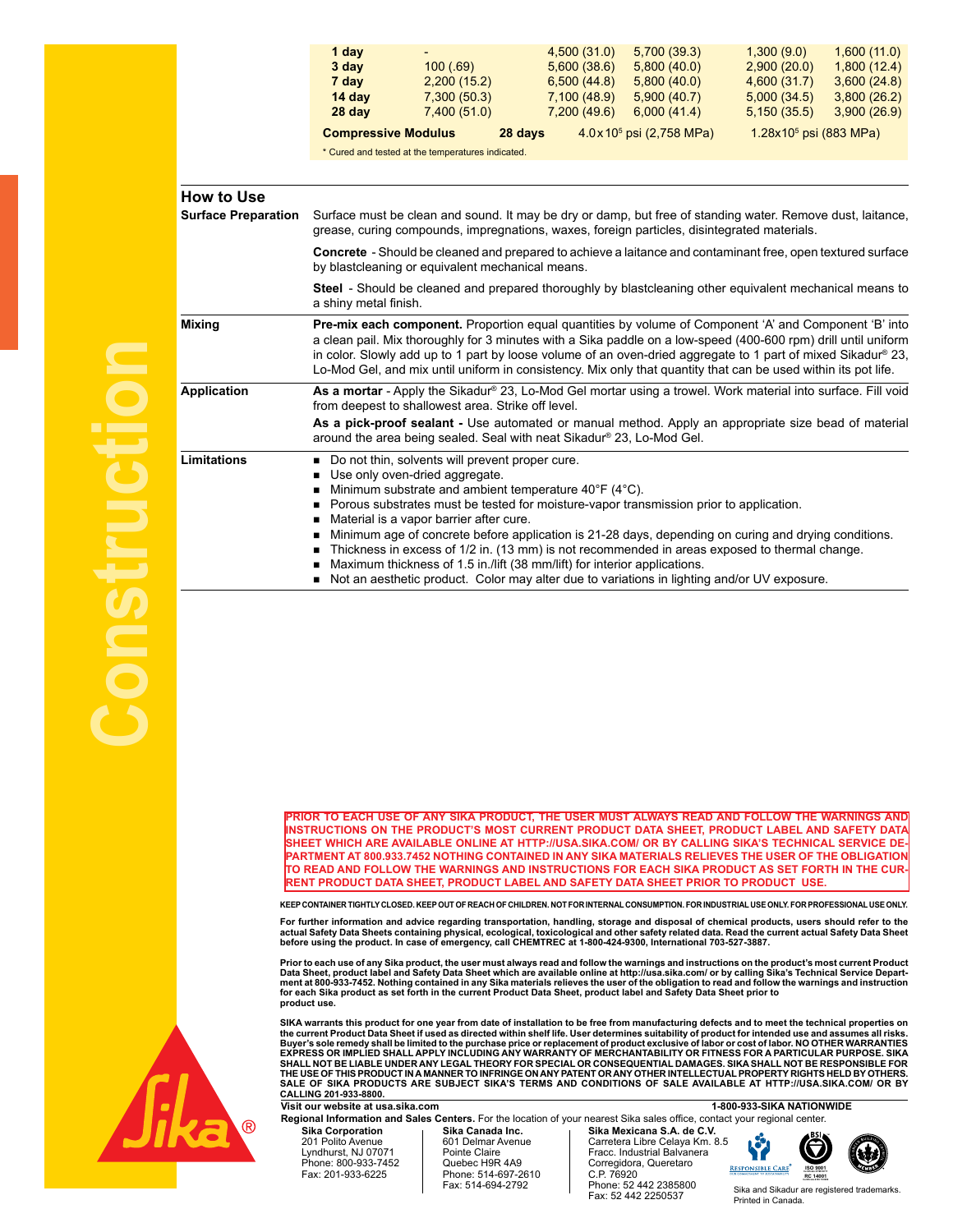| | | | | | |
|---|---|---|---|---|---|
| **1 day** | - | 4,500 (31.0) | 5,700 (39.3) | 1,300 (9.0) | 1,600 (11.0) |
| **3 day** | 100 (.69) | 5,600 (38.6) | 5,800 (40.0) | 2,900 (20.0) | 1,800 (12.4) |
| **7 day** | 2,200 (15.2) | 6,500 (44.8) | 5,800 (40.0) | 4,600 (31.7) | 3,600 (24.8) |
| **14 day** | 7,300 (50.3) | 7,100 (48.9) | 5,900 (40.7) | 5,000 (34.5) | 3,800 (26.2) |
| **28 day** | 7,400 (51.0) | 7,200 (49.6) | 6,000 (41.4) | 5,150 (35.5) | 3,900 (26.9) |

**Compressive Modulus** **28 days** $4.0 \times 10^5$ psi (2,758 MPa) $1.28 \times 10^5$ psi (883 MPa)

\* Cured and tested at the temperatures indicated.

## How to Use

**Surface Preparation**

Surface must be clean and sound. It may be dry or damp, but free of standing water. Remove dust, laitance, grease, curing compounds, impregnations, waxes, foreign particles, disintegrated materials.

**Concrete** - Should be cleaned and prepared to achieve a laitance and contaminant free, open textured surface by blastcleaning or equivalent mechanical means.

**Steel** - Should be cleaned and prepared thoroughly by blastcleaning other equivalent mechanical means to a shiny metal finish.

**Mixing**

**Pre-mix each component.** Proportion equal quantities by volume of Component 'A' and Component 'B' into a clean pail. Mix thoroughly for 3 minutes with a Sika paddle on a low-speed (400-600 rpm) drill until uniform in color. Slowly add up to 1 part by loose volume of an oven-dried aggregate to 1 part of mixed Sikadur® 23, Lo-Mod Gel, and mix until uniform in consistency. Mix only that quantity that can be used within its pot life.

**Application**

**As a mortar** - Apply the Sikadur® 23, Lo-Mod Gel mortar using a trowel. Work material into surface. Fill void from deepest to shallowest area. Strike off level.

**As a pick-proof sealant** - Use automated or manual method. Apply an appropriate size bead of material around the area being sealed. Seal with neat Sikadur® 23, Lo-Mod Gel.

**Limitations**

- Do not thin, solvents will prevent proper cure.
- Use only oven-dried aggregate.
- Minimum substrate and ambient temperature 40°F (4°C).
- Porous substrates must be tested for moisture-vapor transmission prior to application.
- Material is a vapor barrier after cure.
- Minimum age of concrete before application is 21-28 days, depending on curing and drying conditions.
- Thickness in excess of 1/2 in. (13 mm) is not recommended in areas exposed to thermal change.
- Maximum thickness of 1.5 in./lift (38 mm/lift) for interior applications.
- Not an aesthetic product. Color may alter due to variations in lighting and/or UV exposure.

**PRIOR TO EACH USE OF ANY SIKA PRODUCT, THE USER MUST ALWAYS READ AND FOLLOW THE WARNINGS AND INSTRUCTIONS ON THE PRODUCT'S MOST CURRENT PRODUCT DATA SHEET, PRODUCT LABEL AND SAFETY DATA SHEET WHICH ARE AVAILABLE ONLINE AT HTTP://USA.SIKA.COM/ OR BY CALLING SIKA'S TECHNICAL SERVICE DEPARTMENT AT 800.933.7452 NOTHING CONTAINED IN ANY SIKA MATERIALS RELIEVES THE USER OF THE OBLIGATION TO READ AND FOLLOW THE WARNINGS AND INSTRUCTIONS FOR EACH SIKA PRODUCT AS SET FORTH IN THE CURRENT PRODUCT DATA SHEET, PRODUCT LABEL AND SAFETY DATA SHEET PRIOR TO PRODUCT USE.**

**KEEP CONTAINER TIGHTLY CLOSED. KEEP OUT OF REACH OF CHILDREN. NOT FOR INTERNAL CONSUMPTION. FOR INDUSTRIAL USE ONLY. FOR PROFESSIONAL USE ONLY.**

**For further information and advice regarding transportation, handling, storage and disposal of chemical products, users should refer to the actual Safety Data Sheets containing physical, ecological, toxicological and other safety related data. Read the current actual Safety Data Sheet before using the product. In case of emergency, call CHEMTREC at 1-800-424-9300, International 703-527-3887.**

**Prior to each use of any Sika product, the user must always read and follow the warnings and instructions on the product's most current Product Data Sheet, product label and Safety Data Sheet which are available online at http://usa.sika.com/ or by calling Sika's Technical Service Department at 800-933-7452. Nothing contained in any Sika materials relieves the user of the obligation to read and follow the warnings and instruction for each Sika product as set forth in the current Product Data Sheet, product label and Safety Data Sheet prior to product use.**

**SIKA warrants this product for one year from date of installation to be free from manufacturing defects and to meet the technical properties on the current Product Data Sheet if used as directed within shelf life. User determines suitability of product for intended use and assumes all risks. Buyer's sole remedy shall be limited to the purchase price or replacement of product exclusive of labor or cost of labor. NO OTHER WARRANTIES EXPRESS OR IMPLIED SHALL APPLY INCLUDING ANY WARRANTY OF MERCHANTABILITY OR FITNESS FOR A PARTICULAR PURPOSE. SIKA SHALL NOT BE LIABLE UNDER ANY LEGAL THEORY FOR SPECIAL OR CONSEQUENTIAL DAMAGES. SIKA SHALL NOT BE RESPONSIBLE FOR THE USE OF THIS PRODUCT IN A MANNER TO INFRINGE ON ANY PATENT OR ANY OTHER INTELLECTUAL PROPERTY RIGHTS HELD BY OTHERS. SALE OF SIKA PRODUCTS ARE SUBJECT SIKA'S TERMS AND CONDITIONS OF SALE AVAILABLE AT HTTP://USA.SIKA.COM/ OR BY CALLING 201-933-8800.**

**Visit our website at usa.sika.com** **1-800-933-SIKA NATIONWIDE**

**Regional Information and Sales Centers.** For the location of your nearest Sika sales office, contact your regional center.

**Sika Corporation**
201 Polito Avenue
Lyndhurst, NJ 07071
Phone: 800-933-7452
Fax: 201-933-6225

**Sika Canada Inc.**
601 Delmar Avenue
Pointe Claire
Quebec H9R 4A9
Phone: 514-697-2610
Fax: 514-694-2792

**Sika Mexicana S.A. de C.V.**
Carretera Libre Celaya Km. 8.5
Fracc. Industrial Balvanera
Corregidora, Queretaro
C.P. 76920
Phone: 52 442 2385800
Fax: 52 442 2250537

Sika and Sikadur are registered trademarks.
Printed in Canada.